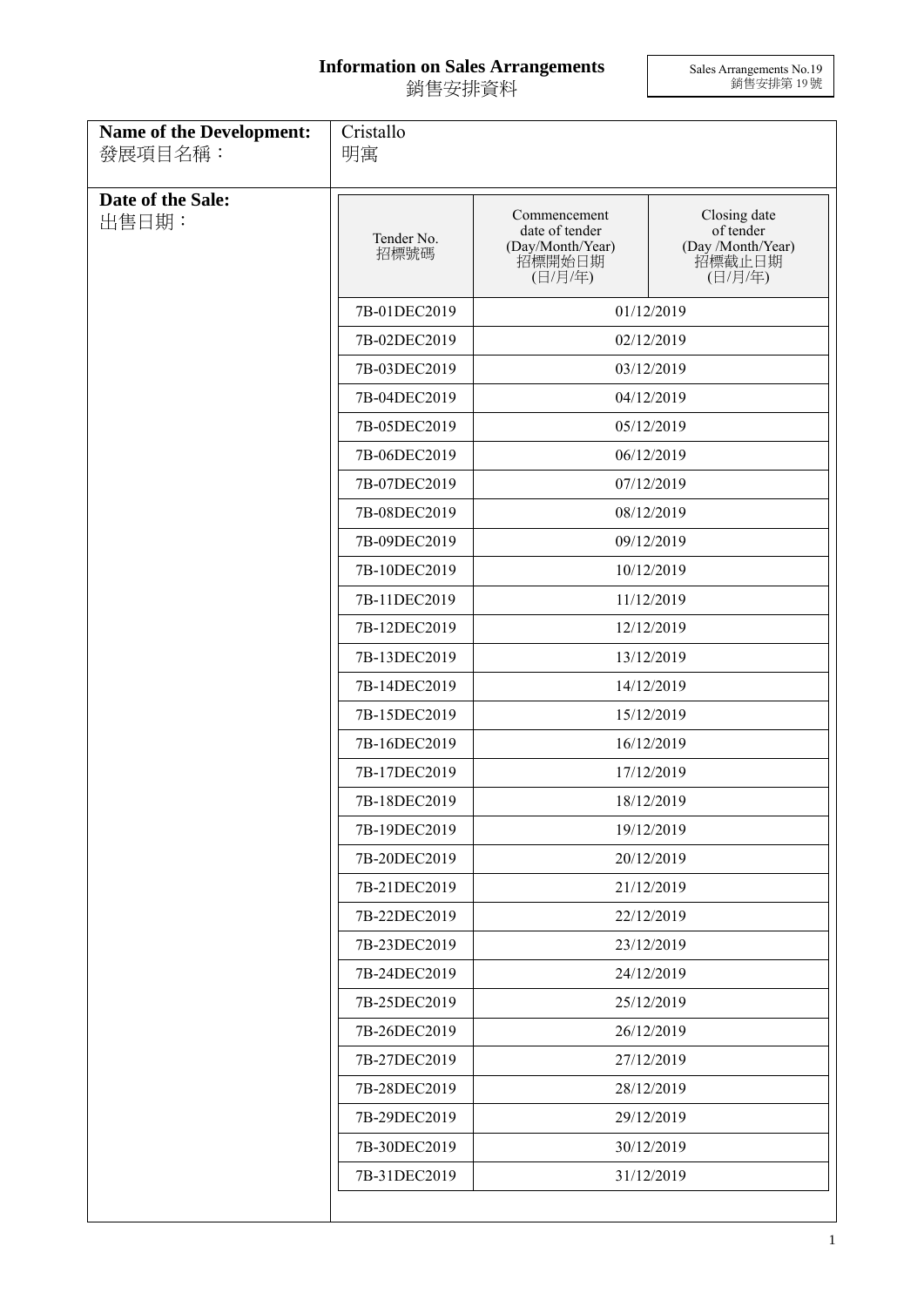# Information on Sales Arrangements
# 銷售安排資料

Sales Arrangements No.19
銷售安排第 19 號

**Name of the Development:**
發展項目名稱：

Cristallo
明寓

**Date of the Sale:**
出售日期：

| Tender No. 招標號碼 | Commencement date of tender (Day/Month/Year) 招標開始日期 (日/月/年) | Closing date of tender (Day /Month/Year) 招標截止日期 (日/月/年) |
|---|---|---|
| 7B-01DEC2019 | 01/12/2019 | |
| 7B-02DEC2019 | 02/12/2019 | |
| 7B-03DEC2019 | 03/12/2019 | |
| 7B-04DEC2019 | 04/12/2019 | |
| 7B-05DEC2019 | 05/12/2019 | |
| 7B-06DEC2019 | 06/12/2019 | |
| 7B-07DEC2019 | 07/12/2019 | |
| 7B-08DEC2019 | 08/12/2019 | |
| 7B-09DEC2019 | 09/12/2019 | |
| 7B-10DEC2019 | 10/12/2019 | |
| 7B-11DEC2019 | 11/12/2019 | |
| 7B-12DEC2019 | 12/12/2019 | |
| 7B-13DEC2019 | 13/12/2019 | |
| 7B-14DEC2019 | 14/12/2019 | |
| 7B-15DEC2019 | 15/12/2019 | |
| 7B-16DEC2019 | 16/12/2019 | |
| 7B-17DEC2019 | 17/12/2019 | |
| 7B-18DEC2019 | 18/12/2019 | |
| 7B-19DEC2019 | 19/12/2019 | |
| 7B-20DEC2019 | 20/12/2019 | |
| 7B-21DEC2019 | 21/12/2019 | |
| 7B-22DEC2019 | 22/12/2019 | |
| 7B-23DEC2019 | 23/12/2019 | |
| 7B-24DEC2019 | 24/12/2019 | |
| 7B-25DEC2019 | 25/12/2019 | |
| 7B-26DEC2019 | 26/12/2019 | |
| 7B-27DEC2019 | 27/12/2019 | |
| 7B-28DEC2019 | 28/12/2019 | |
| 7B-29DEC2019 | 29/12/2019 | |
| 7B-30DEC2019 | 30/12/2019 | |
| 7B-31DEC2019 | 31/12/2019 | |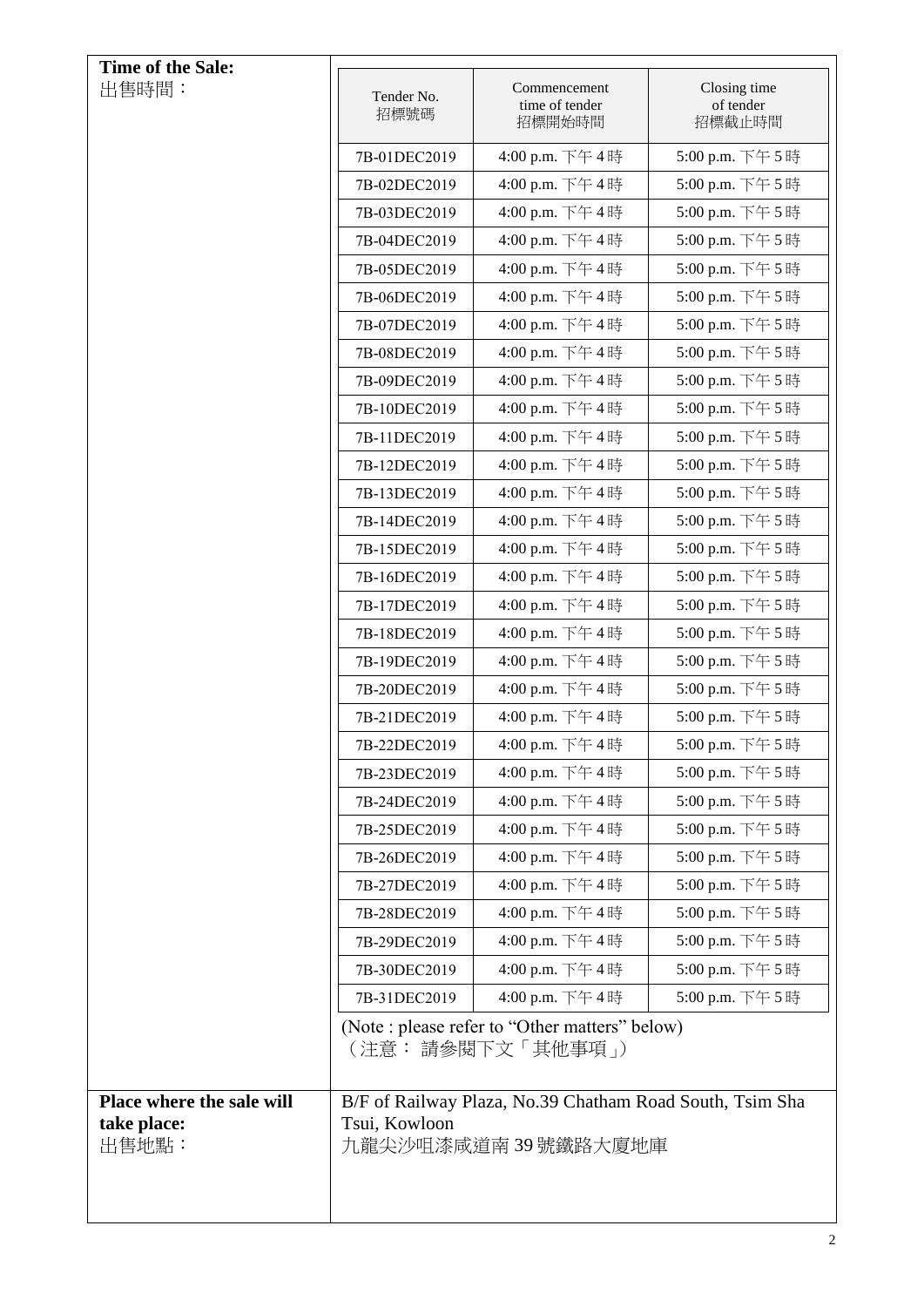| Time of the Sale: 出售時間： | | | |
|---|---|---|---|
| | Tender No. 招標號碼 | Commencement time of tender 招標開始時間 | Closing time of tender 招標截止時間 |
| | 7B-01DEC2019 | 4:00 p.m. 下午 4 時 | 5:00 p.m. 下午 5 時 |
| | 7B-02DEC2019 | 4:00 p.m. 下午 4 時 | 5:00 p.m. 下午 5 時 |
| | 7B-03DEC2019 | 4:00 p.m. 下午 4 時 | 5:00 p.m. 下午 5 時 |
| | 7B-04DEC2019 | 4:00 p.m. 下午 4 時 | 5:00 p.m. 下午 5 時 |
| | 7B-05DEC2019 | 4:00 p.m. 下午 4 時 | 5:00 p.m. 下午 5 時 |
| | 7B-06DEC2019 | 4:00 p.m. 下午 4 時 | 5:00 p.m. 下午 5 時 |
| | 7B-07DEC2019 | 4:00 p.m. 下午 4 時 | 5:00 p.m. 下午 5 時 |
| | 7B-08DEC2019 | 4:00 p.m. 下午 4 時 | 5:00 p.m. 下午 5 時 |
| | 7B-09DEC2019 | 4:00 p.m. 下午 4 時 | 5:00 p.m. 下午 5 時 |
| | 7B-10DEC2019 | 4:00 p.m. 下午 4 時 | 5:00 p.m. 下午 5 時 |
| | 7B-11DEC2019 | 4:00 p.m. 下午 4 時 | 5:00 p.m. 下午 5 時 |
| | 7B-12DEC2019 | 4:00 p.m. 下午 4 時 | 5:00 p.m. 下午 5 時 |
| | 7B-13DEC2019 | 4:00 p.m. 下午 4 時 | 5:00 p.m. 下午 5 時 |
| | 7B-14DEC2019 | 4:00 p.m. 下午 4 時 | 5:00 p.m. 下午 5 時 |
| | 7B-15DEC2019 | 4:00 p.m. 下午 4 時 | 5:00 p.m. 下午 5 時 |
| | 7B-16DEC2019 | 4:00 p.m. 下午 4 時 | 5:00 p.m. 下午 5 時 |
| | 7B-17DEC2019 | 4:00 p.m. 下午 4 時 | 5:00 p.m. 下午 5 時 |
| | 7B-18DEC2019 | 4:00 p.m. 下午 4 時 | 5:00 p.m. 下午 5 時 |
| | 7B-19DEC2019 | 4:00 p.m. 下午 4 時 | 5:00 p.m. 下午 5 時 |
| | 7B-20DEC2019 | 4:00 p.m. 下午 4 時 | 5:00 p.m. 下午 5 時 |
| | 7B-21DEC2019 | 4:00 p.m. 下午 4 時 | 5:00 p.m. 下午 5 時 |
| | 7B-22DEC2019 | 4:00 p.m. 下午 4 時 | 5:00 p.m. 下午 5 時 |
| | 7B-23DEC2019 | 4:00 p.m. 下午 4 時 | 5:00 p.m. 下午 5 時 |
| | 7B-24DEC2019 | 4:00 p.m. 下午 4 時 | 5:00 p.m. 下午 5 時 |
| | 7B-25DEC2019 | 4:00 p.m. 下午 4 時 | 5:00 p.m. 下午 5 時 |
| | 7B-26DEC2019 | 4:00 p.m. 下午 4 時 | 5:00 p.m. 下午 5 時 |
| | 7B-27DEC2019 | 4:00 p.m. 下午 4 時 | 5:00 p.m. 下午 5 時 |
| | 7B-28DEC2019 | 4:00 p.m. 下午 4 時 | 5:00 p.m. 下午 5 時 |
| | 7B-29DEC2019 | 4:00 p.m. 下午 4 時 | 5:00 p.m. 下午 5 時 |
| | 7B-30DEC2019 | 4:00 p.m. 下午 4 時 | 5:00 p.m. 下午 5 時 |
| | 7B-31DEC2019 | 4:00 p.m. 下午 4 時 | 5:00 p.m. 下午 5 時 |
| | (Note : please refer to "Other matters" below)（注意： 請參閱下文「其他事項」） | | |
| **Place where the sale will take place:** 出售地點： | B/F of Railway Plaza, No.39 Chatham Road South, Tsim Sha Tsui, Kowloon 九龍尖沙咀漆咸道南 39 號鐵路大廈地庫 | | |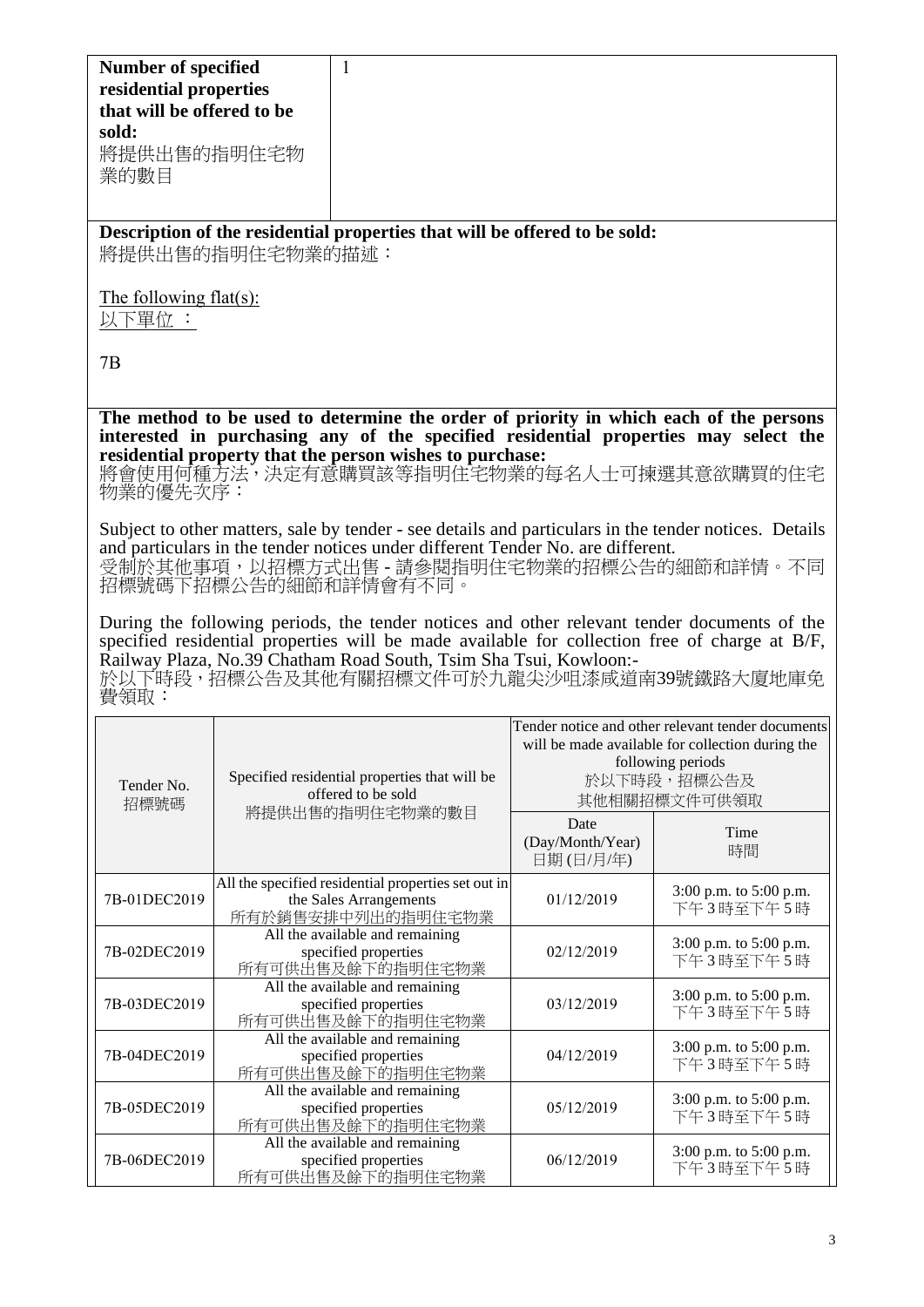| **Number of specified residential properties that will be offered to be sold:** 將提供出售的指明住宅物業的數目 | 1 |
|---|---|

**Description of the residential properties that will be offered to be sold:**
將提供出售的指明住宅物業的描述：

The following flat(s):
以下單位 ：

7B

**The method to be used to determine the order of priority in which each of the persons interested in purchasing any of the specified residential properties may select the residential property that the person wishes to purchase:**
將會使用何種方法，決定有意購買該等指明住宅物業的每名人士可揀選其意欲購買的住宅物業的優先次序：

Subject to other matters, sale by tender - see details and particulars in the tender notices. Details and particulars in the tender notices under different Tender No. are different.
受制於其他事項，以招標方式出售 - 請參閱指明住宅物業的招標公告的細節和詳情。不同招標號碼下招標公告的細節和詳情會有不同。

During the following periods, the tender notices and other relevant tender documents of the specified residential properties will be made available for collection free of charge at B/F, Railway Plaza, No.39 Chatham Road South, Tsim Sha Tsui, Kowloon:-
於以下時段，招標公告及其他有關招標文件可於九龍尖沙咀漆咸道南39號鐵路大廈地庫免費領取：

| Tender No. 招標號碼 | Specified residential properties that will be offered to be sold 將提供出售的指明住宅物業的數目 | Tender notice and other relevant tender documents will be made available for collection during the following periods 於以下時段，招標公告及其他相關招標文件可供領取 | |
|---|---|---|---|
| | | Date (Day/Month/Year) 日期 (日/月/年) | Time 時間 |
| 7B-01DEC2019 | All the specified residential properties set out in the Sales Arrangements 所有於銷售安排中列出的指明住宅物業 | 01/12/2019 | 3:00 p.m. to 5:00 p.m. 下午 3 時至下午 5 時 |
| 7B-02DEC2019 | All the available and remaining specified properties 所有可供出售及餘下的指明住宅物業 | 02/12/2019 | 3:00 p.m. to 5:00 p.m. 下午 3 時至下午 5 時 |
| 7B-03DEC2019 | All the available and remaining specified properties 所有可供出售及餘下的指明住宅物業 | 03/12/2019 | 3:00 p.m. to 5:00 p.m. 下午 3 時至下午 5 時 |
| 7B-04DEC2019 | All the available and remaining specified properties 所有可供出售及餘下的指明住宅物業 | 04/12/2019 | 3:00 p.m. to 5:00 p.m. 下午 3 時至下午 5 時 |
| 7B-05DEC2019 | All the available and remaining specified properties 所有可供出售及餘下的指明住宅物業 | 05/12/2019 | 3:00 p.m. to 5:00 p.m. 下午 3 時至下午 5 時 |
| 7B-06DEC2019 | All the available and remaining specified properties 所有可供出售及餘下的指明住宅物業 | 06/12/2019 | 3:00 p.m. to 5:00 p.m. 下午 3 時至下午 5 時 |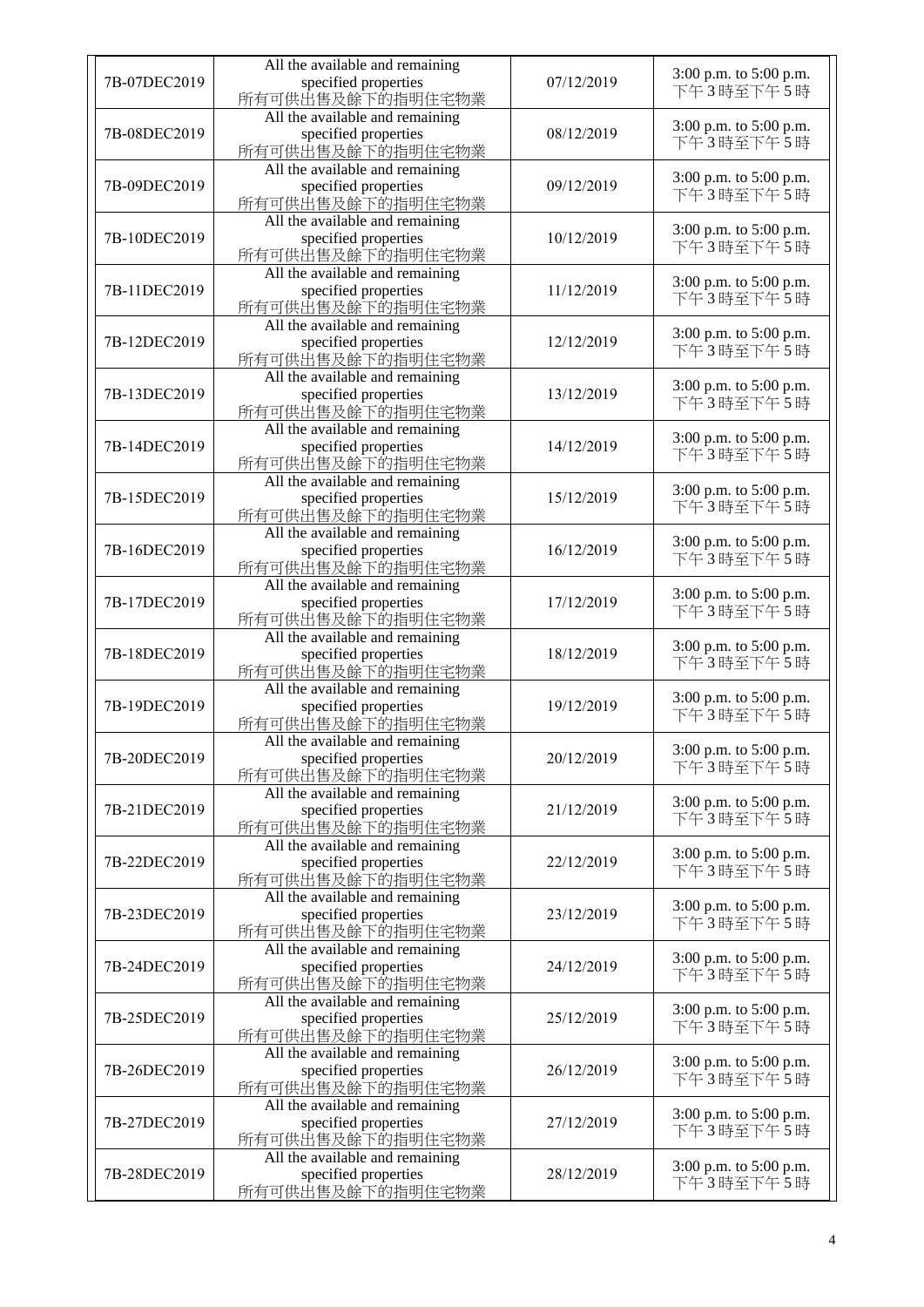| 7B-07DEC2019 | All the available and remaining specified properties 所有可供出售及餘下的指明住宅物業 | 07/12/2019 | 3:00 p.m. to 5:00 p.m. 下午3時至下午5時 |
|---|---|---|---|
| 7B-08DEC2019 | All the available and remaining specified properties 所有可供出售及餘下的指明住宅物業 | 08/12/2019 | 3:00 p.m. to 5:00 p.m. 下午3時至下午5時 |
| 7B-09DEC2019 | All the available and remaining specified properties 所有可供出售及餘下的指明住宅物業 | 09/12/2019 | 3:00 p.m. to 5:00 p.m. 下午3時至下午5時 |
| 7B-10DEC2019 | All the available and remaining specified properties 所有可供出售及餘下的指明住宅物業 | 10/12/2019 | 3:00 p.m. to 5:00 p.m. 下午3時至下午5時 |
| 7B-11DEC2019 | All the available and remaining specified properties 所有可供出售及餘下的指明住宅物業 | 11/12/2019 | 3:00 p.m. to 5:00 p.m. 下午3時至下午5時 |
| 7B-12DEC2019 | All the available and remaining specified properties 所有可供出售及餘下的指明住宅物業 | 12/12/2019 | 3:00 p.m. to 5:00 p.m. 下午3時至下午5時 |
| 7B-13DEC2019 | All the available and remaining specified properties 所有可供出售及餘下的指明住宅物業 | 13/12/2019 | 3:00 p.m. to 5:00 p.m. 下午3時至下午5時 |
| 7B-14DEC2019 | All the available and remaining specified properties 所有可供出售及餘下的指明住宅物業 | 14/12/2019 | 3:00 p.m. to 5:00 p.m. 下午3時至下午5時 |
| 7B-15DEC2019 | All the available and remaining specified properties 所有可供出售及餘下的指明住宅物業 | 15/12/2019 | 3:00 p.m. to 5:00 p.m. 下午3時至下午5時 |
| 7B-16DEC2019 | All the available and remaining specified properties 所有可供出售及餘下的指明住宅物業 | 16/12/2019 | 3:00 p.m. to 5:00 p.m. 下午3時至下午5時 |
| 7B-17DEC2019 | All the available and remaining specified properties 所有可供出售及餘下的指明住宅物業 | 17/12/2019 | 3:00 p.m. to 5:00 p.m. 下午3時至下午5時 |
| 7B-18DEC2019 | All the available and remaining specified properties 所有可供出售及餘下的指明住宅物業 | 18/12/2019 | 3:00 p.m. to 5:00 p.m. 下午3時至下午5時 |
| 7B-19DEC2019 | All the available and remaining specified properties 所有可供出售及餘下的指明住宅物業 | 19/12/2019 | 3:00 p.m. to 5:00 p.m. 下午3時至下午5時 |
| 7B-20DEC2019 | All the available and remaining specified properties 所有可供出售及餘下的指明住宅物業 | 20/12/2019 | 3:00 p.m. to 5:00 p.m. 下午3時至下午5時 |
| 7B-21DEC2019 | All the available and remaining specified properties 所有可供出售及餘下的指明住宅物業 | 21/12/2019 | 3:00 p.m. to 5:00 p.m. 下午3時至下午5時 |
| 7B-22DEC2019 | All the available and remaining specified properties 所有可供出售及餘下的指明住宅物業 | 22/12/2019 | 3:00 p.m. to 5:00 p.m. 下午3時至下午5時 |
| 7B-23DEC2019 | All the available and remaining specified properties 所有可供出售及餘下的指明住宅物業 | 23/12/2019 | 3:00 p.m. to 5:00 p.m. 下午3時至下午5時 |
| 7B-24DEC2019 | All the available and remaining specified properties 所有可供出售及餘下的指明住宅物業 | 24/12/2019 | 3:00 p.m. to 5:00 p.m. 下午3時至下午5時 |
| 7B-25DEC2019 | All the available and remaining specified properties 所有可供出售及餘下的指明住宅物業 | 25/12/2019 | 3:00 p.m. to 5:00 p.m. 下午3時至下午5時 |
| 7B-26DEC2019 | All the available and remaining specified properties 所有可供出售及餘下的指明住宅物業 | 26/12/2019 | 3:00 p.m. to 5:00 p.m. 下午3時至下午5時 |
| 7B-27DEC2019 | All the available and remaining specified properties 所有可供出售及餘下的指明住宅物業 | 27/12/2019 | 3:00 p.m. to 5:00 p.m. 下午3時至下午5時 |
| 7B-28DEC2019 | All the available and remaining specified properties 所有可供出售及餘下的指明住宅物業 | 28/12/2019 | 3:00 p.m. to 5:00 p.m. 下午3時至下午5時 |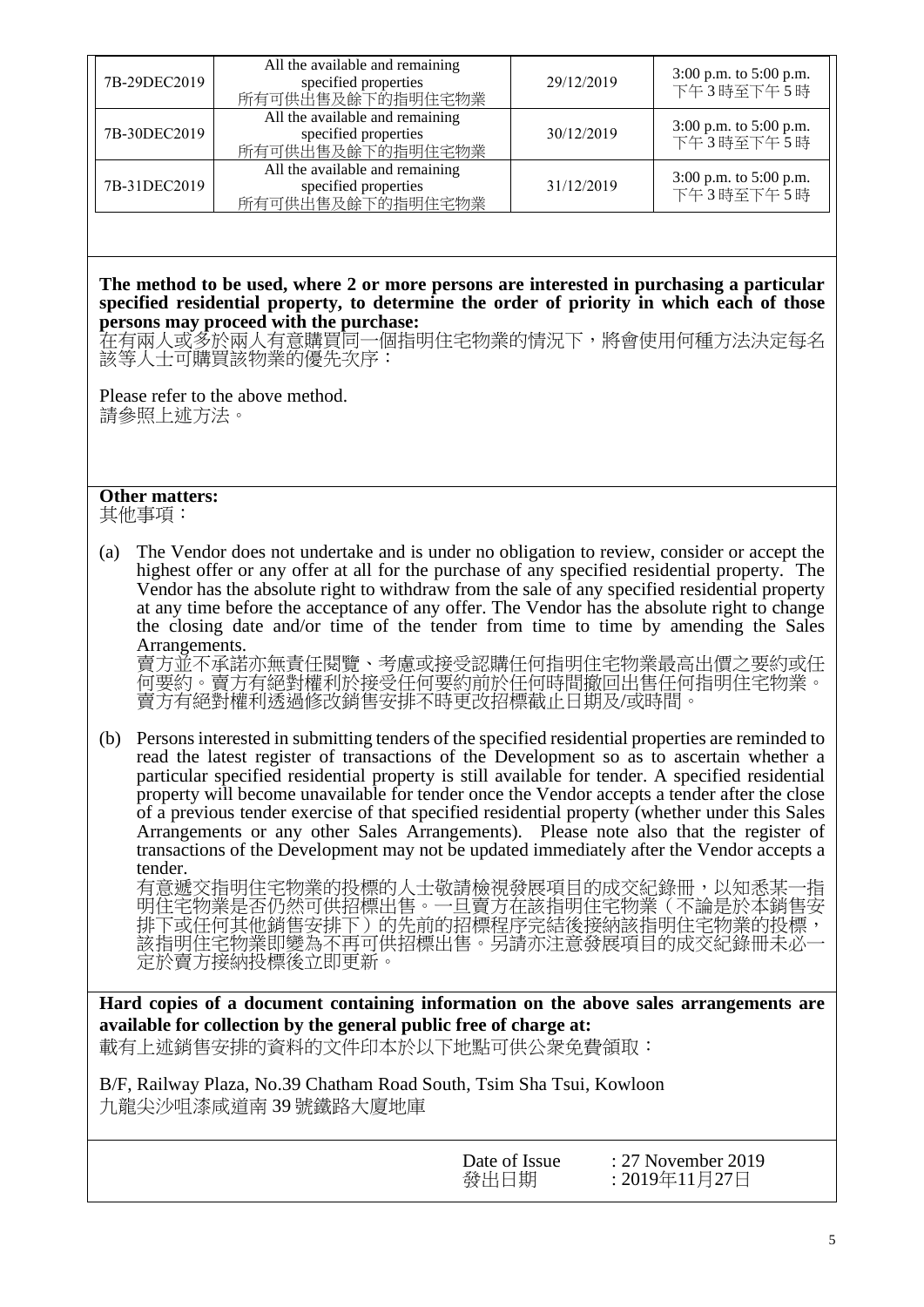| | | | |
|---|---|---|---|
| 7B-29DEC2019 | All the available and remaining specified properties<br>所有可供出售及餘下的指明住宅物業 | 29/12/2019 | 3:00 p.m. to 5:00 p.m.<br>下午 3 時至下午 5 時 |
| 7B-30DEC2019 | All the available and remaining specified properties<br>所有可供出售及餘下的指明住宅物業 | 30/12/2019 | 3:00 p.m. to 5:00 p.m.<br>下午 3 時至下午 5 時 |
| 7B-31DEC2019 | All the available and remaining specified properties<br>所有可供出售及餘下的指明住宅物業 | 31/12/2019 | 3:00 p.m. to 5:00 p.m.<br>下午 3 時至下午 5 時 |

**The method to be used, where 2 or more persons are interested in purchasing a particular specified residential property, to determine the order of priority in which each of those persons may proceed with the purchase:**
在有兩人或多於兩人有意購買同一個指明住宅物業的情況下，將會使用何種方法決定每名該等人士可購買該物業的優先次序：

Please refer to the above method.
請參照上述方法。

**Other matters:**
其他事項：

(a) The Vendor does not undertake and is under no obligation to review, consider or accept the highest offer or any offer at all for the purchase of any specified residential property. The Vendor has the absolute right to withdraw from the sale of any specified residential property at any time before the acceptance of any offer. The Vendor has the absolute right to change the closing date and/or time of the tender from time to time by amending the Sales Arrangements.
賣方並不承諾亦無責任閱覽、考慮或接受認購任何指明住宅物業最高出價之要約或任何要約。賣方有絕對權利於接受任何要約前於任何時間撤回出售任何指明住宅物業。賣方有絕對權利透過修改銷售安排不時更改招標截止日期及/或時間。

(b) Persons interested in submitting tenders of the specified residential properties are reminded to read the latest register of transactions of the Development so as to ascertain whether a particular specified residential property is still available for tender. A specified residential property will become unavailable for tender once the Vendor accepts a tender after the close of a previous tender exercise of that specified residential property (whether under this Sales Arrangements or any other Sales Arrangements). Please note also that the register of transactions of the Development may not be updated immediately after the Vendor accepts a tender.
有意遞交指明住宅物業的投標的人士敬請檢視發展項目的成交紀錄冊，以知悉某一指明住宅物業是否仍然可供招標出售。一旦賣方在該指明住宅物業（不論是於本銷售安排下或任何其他銷售安排下）的先前的招標程序完結後接納該指明住宅物業的投標，該指明住宅物業即變為不再可供招標出售。另請亦注意發展項目的成交紀錄冊未必一定於賣方接納投標後立即更新。

**Hard copies of a document containing information on the above sales arrangements are available for collection by the general public free of charge at:**
載有上述銷售安排的資料的文件印本於以下地點可供公眾免費領取：

B/F, Railway Plaza, No.39 Chatham Road South, Tsim Sha Tsui, Kowloon
九龍尖沙咀漆咸道南 39 號鐵路大廈地庫

Date of Issue : 27 November 2019
發出日期 : 2019年11月27日